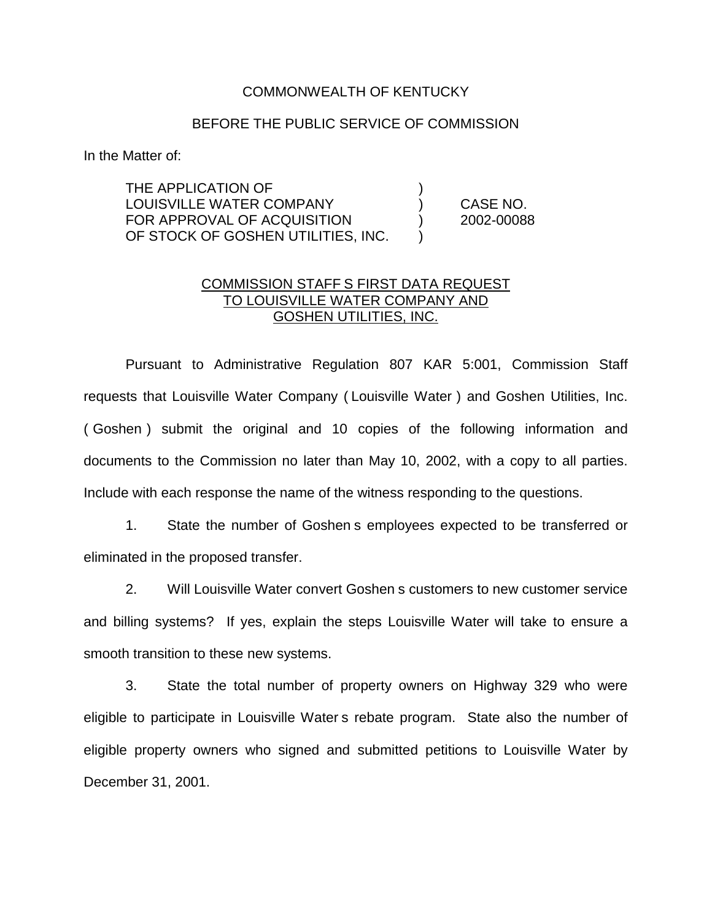COMMONWEALTH OF KENTUCKY

BEFORE THE PUBLIC SERVICE OF COMMISSION

In the Matter of:

| | | |
|---|---|---|
| THE APPLICATION OF LOUISVILLE WATER COMPANY FOR APPROVAL OF ACQUISITION OF STOCK OF GOSHEN UTILITIES, INC. | ) | CASE NO. 2002-00088 |

COMMISSION STAFF S FIRST DATA REQUEST TO LOUISVILLE WATER COMPANY AND GOSHEN UTILITIES, INC.

Pursuant to Administrative Regulation 807 KAR 5:001, Commission Staff requests that Louisville Water Company ( Louisville Water ) and Goshen Utilities, Inc. ( Goshen ) submit the original and 10 copies of the following information and documents to the Commission no later than May 10, 2002, with a copy to all parties. Include with each response the name of the witness responding to the questions.

1. State the number of Goshen s employees expected to be transferred or eliminated in the proposed transfer.

2. Will Louisville Water convert Goshen s customers to new customer service and billing systems? If yes, explain the steps Louisville Water will take to ensure a smooth transition to these new systems.

3. State the total number of property owners on Highway 329 who were eligible to participate in Louisville Water s rebate program. State also the number of eligible property owners who signed and submitted petitions to Louisville Water by December 31, 2001.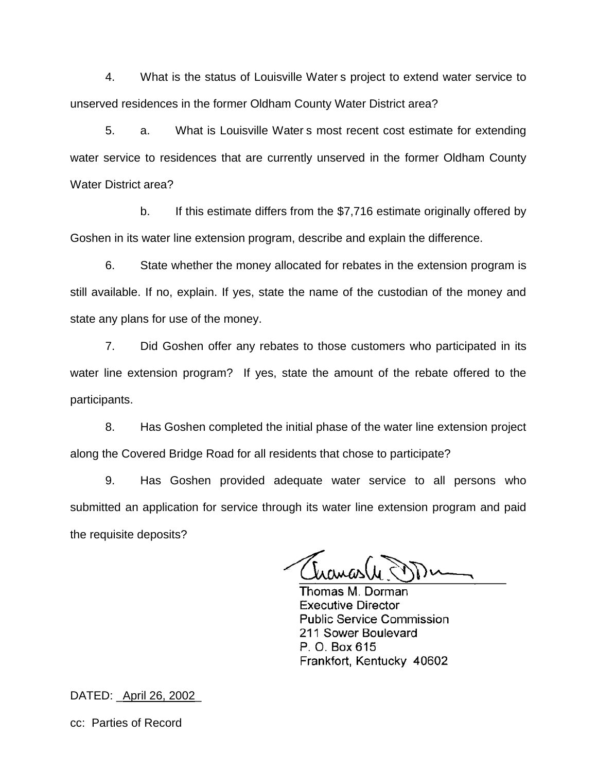4. What is the status of Louisville Water s project to extend water service to unserved residences in the former Oldham County Water District area?

5. a. What is Louisville Water s most recent cost estimate for extending water service to residences that are currently unserved in the former Oldham County Water District area?

b. If this estimate differs from the $7,716 estimate originally offered by Goshen in its water line extension program, describe and explain the difference.

6. State whether the money allocated for rebates in the extension program is still available. If no, explain. If yes, state the name of the custodian of the money and state any plans for use of the money.

7. Did Goshen offer any rebates to those customers who participated in its water line extension program? If yes, state the amount of the rebate offered to the participants.

8. Has Goshen completed the initial phase of the water line extension project along the Covered Bridge Road for all residents that chose to participate?

9. Has Goshen provided adequate water service to all persons who submitted an application for service through its water line extension program and paid the requisite deposits?

Thomas M. Dorman
Executive Director
Public Service Commission
211 Sower Boulevard
P. O. Box 615
Frankfort, Kentucky 40602

DATED: April 26, 2002

cc: Parties of Record